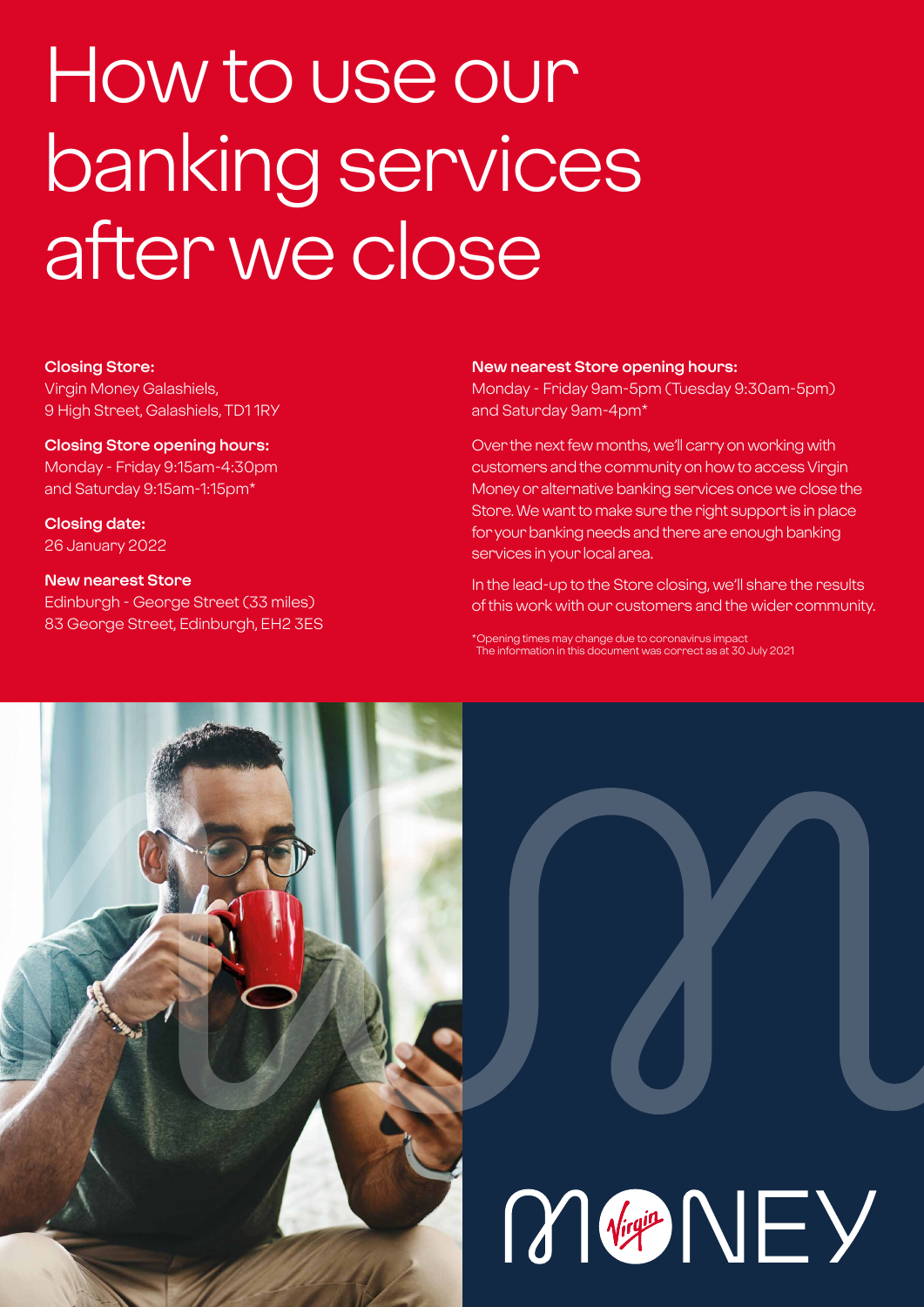# How to use our banking services after we close

**Closing Store:**
Virgin Money Galashiels,
9 High Street, Galashiels, TD1 1RY

**Closing Store opening hours:**
Monday - Friday 9:15am-4:30pm
and Saturday 9:15am-1:15pm*

**Closing date:**
26 January 2022

**New nearest Store**
Edinburgh - George Street (33 miles)
83 George Street, Edinburgh, EH2 3ES

**New nearest Store opening hours:**
Monday - Friday 9am-5pm (Tuesday 9:30am-5pm)
and Saturday 9am-4pm*

Over the next few months, we'll carry on working with customers and the community on how to access Virgin Money or alternative banking services once we close the Store. We want to make sure the right support is in place for your banking needs and there are enough banking services in your local area.

In the lead-up to the Store closing, we'll share the results of this work with our customers and the wider community.

*Opening times may change due to coronavirus impact
The information in this document was correct as at 30 July 2021

MONEY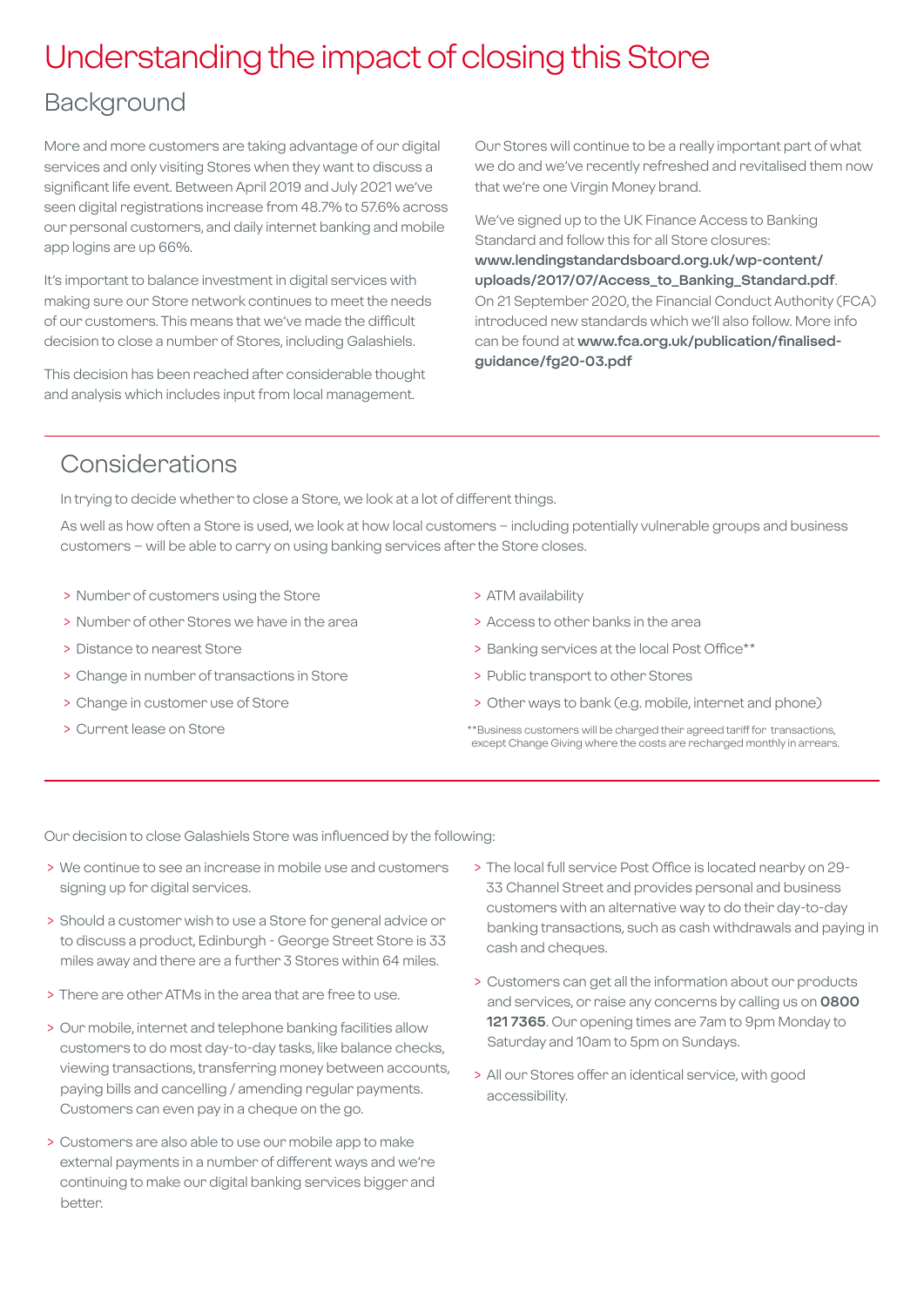# Understanding the impact of closing this Store

## Background

More and more customers are taking advantage of our digital services and only visiting Stores when they want to discuss a significant life event. Between April 2019 and July 2021 we've seen digital registrations increase from 48.7% to 57.6% across our personal customers, and daily internet banking and mobile app logins are up 66%.

It's important to balance investment in digital services with making sure our Store network continues to meet the needs of our customers. This means that we've made the difficult decision to close a number of Stores, including Galashiels.

This decision has been reached after considerable thought and analysis which includes input from local management.

Our Stores will continue to be a really important part of what we do and we've recently refreshed and revitalised them now that we're one Virgin Money brand.

We've signed up to the UK Finance Access to Banking Standard and follow this for all Store closures: **www.lendingstandardsboard.org.uk/wp-content/uploads/2017/07/Access_to_Banking_Standard.pdf**. On 21 September 2020, the Financial Conduct Authority (FCA) introduced new standards which we'll also follow. More info can be found at **www.fca.org.uk/publication/finalised-guidance/fg20-03.pdf**

## Considerations

In trying to decide whether to close a Store, we look at a lot of different things.

As well as how often a Store is used, we look at how local customers – including potentially vulnerable groups and business customers – will be able to carry on using banking services after the Store closes.

- Number of customers using the Store
- Number of other Stores we have in the area
- Distance to nearest Store
- Change in number of transactions in Store
- Change in customer use of Store
- Current lease on Store
- ATM availability
- Access to other banks in the area
- Banking services at the local Post Office**
- Public transport to other Stores
- Other ways to bank (e.g. mobile, internet and phone)

**Business customers will be charged their agreed tariff for transactions, except Change Giving where the costs are recharged monthly in arrears.

Our decision to close Galashiels Store was influenced by the following:

- We continue to see an increase in mobile use and customers signing up for digital services.
- Should a customer wish to use a Store for general advice or to discuss a product, Edinburgh - George Street Store is 33 miles away and there are a further 3 Stores within 64 miles.
- There are other ATMs in the area that are free to use.
- Our mobile, internet and telephone banking facilities allow customers to do most day-to-day tasks, like balance checks, viewing transactions, transferring money between accounts, paying bills and cancelling / amending regular payments. Customers can even pay in a cheque on the go.
- Customers are also able to use our mobile app to make external payments in a number of different ways and we're continuing to make our digital banking services bigger and better.
- The local full service Post Office is located nearby on 29-33 Channel Street and provides personal and business customers with an alternative way to do their day-to-day banking transactions, such as cash withdrawals and paying in cash and cheques.
- Customers can get all the information about our products and services, or raise any concerns by calling us on **0800 121 7365**. Our opening times are 7am to 9pm Monday to Saturday and 10am to 5pm on Sundays.
- All our Stores offer an identical service, with good accessibility.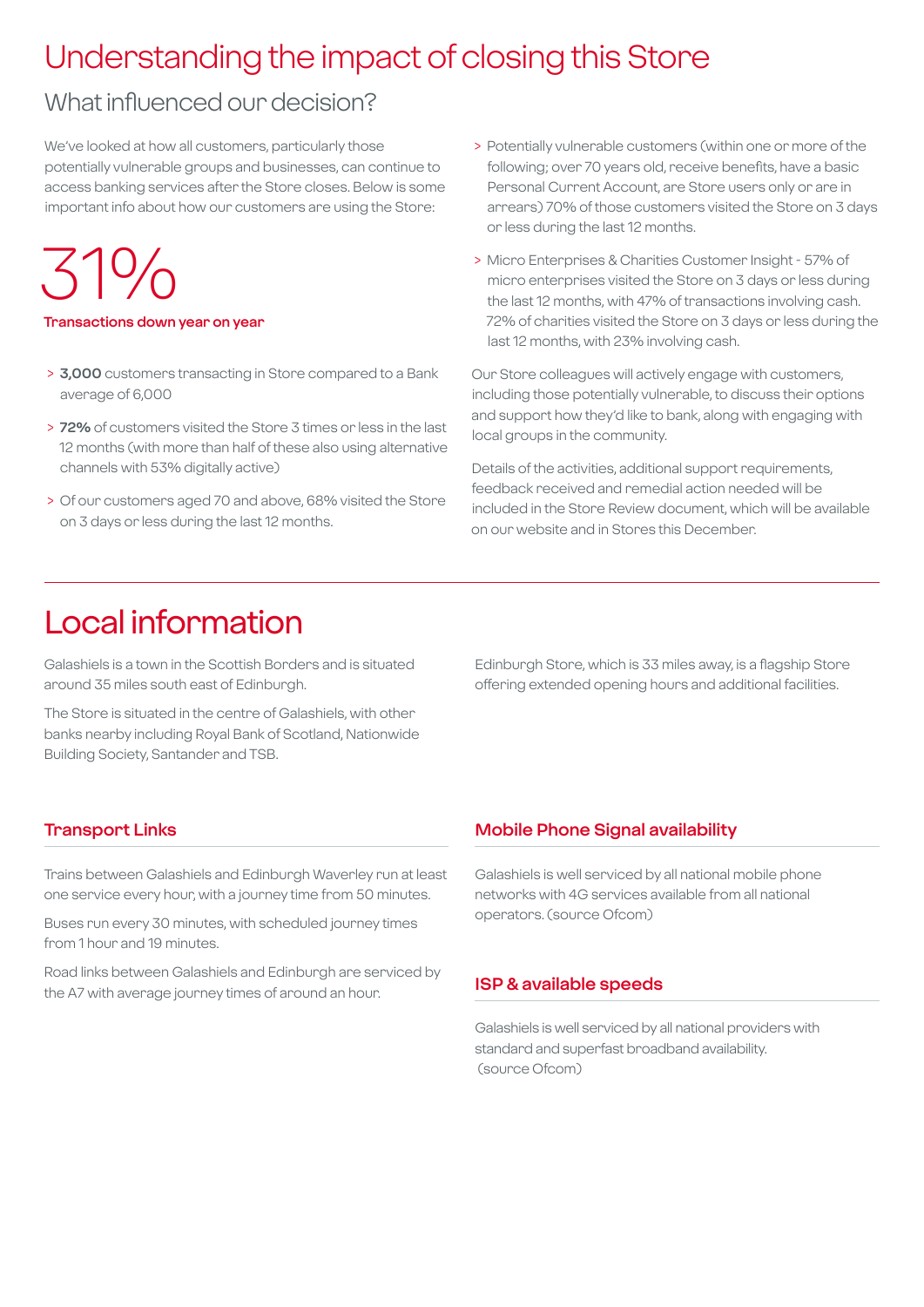# Understanding the impact of closing this Store

## What influenced our decision?

We've looked at how all customers, particularly those potentially vulnerable groups and businesses, can continue to access banking services after the Store closes. Below is some important info about how our customers are using the Store:

31%

**Transactions down year on year**

> **3,000** customers transacting in Store compared to a Bank average of 6,000

> **72%** of customers visited the Store 3 times or less in the last 12 months (with more than half of these also using alternative channels with 53% digitally active)

> Of our customers aged 70 and above, 68% visited the Store on 3 days or less during the last 12 months.

> Potentially vulnerable customers (within one or more of the following; over 70 years old, receive benefits, have a basic Personal Current Account, are Store users only or are in arrears) 70% of those customers visited the Store on 3 days or less during the last 12 months.

> Micro Enterprises & Charities Customer Insight - 57% of micro enterprises visited the Store on 3 days or less during the last 12 months, with 47% of transactions involving cash. 72% of charities visited the Store on 3 days or less during the last 12 months, with 23% involving cash.

Our Store colleagues will actively engage with customers, including those potentially vulnerable, to discuss their options and support how they'd like to bank, along with engaging with local groups in the community.

Details of the activities, additional support requirements, feedback received and remedial action needed will be included in the Store Review document, which will be available on our website and in Stores this December.

# Local information

Galashiels is a town in the Scottish Borders and is situated around 35 miles south east of Edinburgh.

The Store is situated in the centre of Galashiels, with other banks nearby including Royal Bank of Scotland, Nationwide Building Society, Santander and TSB.

Edinburgh Store, which is 33 miles away, is a flagship Store offering extended opening hours and additional facilities.

### Transport Links

Trains between Galashiels and Edinburgh Waverley run at least one service every hour, with a journey time from 50 minutes.

Buses run every 30 minutes, with scheduled journey times from 1 hour and 19 minutes.

Road links between Galashiels and Edinburgh are serviced by the A7 with average journey times of around an hour.

### Mobile Phone Signal availability

Galashiels is well serviced by all national mobile phone networks with 4G services available from all national operators. (source Ofcom)

### ISP & available speeds

Galashiels is well serviced by all national providers with standard and superfast broadband availability. (source Ofcom)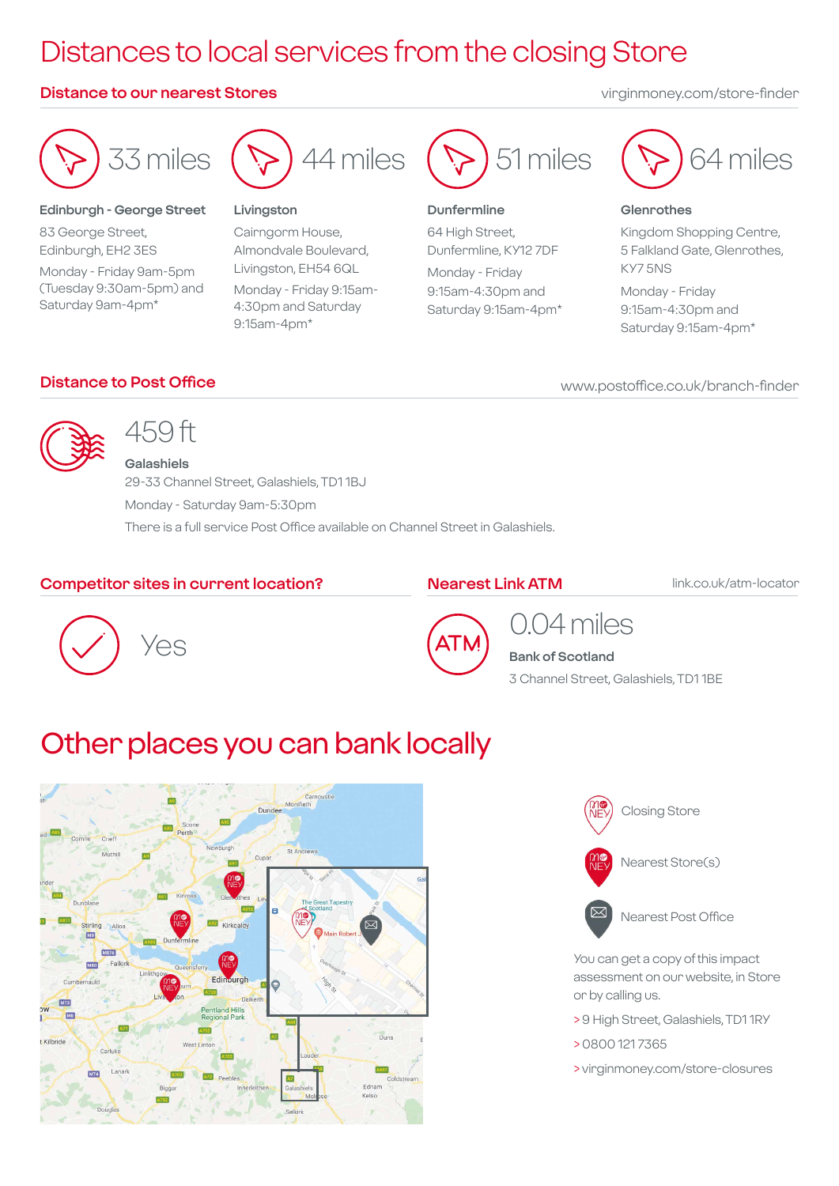# Distances to local services from the closing Store

## Distance to our nearest Stores

virginmoney.com/store-finder

**33 miles**

**Edinburgh - George Street**
83 George Street,
Edinburgh, EH2 3ES
Monday - Friday 9am-5pm (Tuesday 9:30am-5pm) and Saturday 9am-4pm*

**44 miles**

**Livingston**
Cairngorm House,
Almondvale Boulevard,
Livingston, EH54 6QL
Monday - Friday 9:15am-4:30pm and Saturday 9:15am-4pm*

**51 miles**

**Dunfermline**
64 High Street,
Dunfermline, KY12 7DF
Monday - Friday 9:15am-4:30pm and Saturday 9:15am-4pm*

**64 miles**

**Glenrothes**
Kingdom Shopping Centre,
5 Falkland Gate, Glenrothes,
KY7 5NS
Monday - Friday 9:15am-4:30pm and Saturday 9:15am-4pm*

## Distance to Post Office

www.postoffice.co.uk/branch-finder

**459 ft**

**Galashiels**
29-33 Channel Street, Galashiels, TD1 1BJ
Monday - Saturday 9am-5:30pm
There is a full service Post Office available on Channel Street in Galashiels.

## Competitor sites in current location?

Yes

## Nearest Link ATM

link.co.uk/atm-locator

**0.04 miles**

**Bank of Scotland**
3 Channel Street, Galashiels, TD1 1BE

# Other places you can bank locally

Closing Store

Nearest Store(s)

Nearest Post Office

You can get a copy of this impact assessment on our website, in Store or by calling us.

> 9 High Street, Galashiels, TD1 1RY

> 0800 121 7365

> virginmoney.com/store-closures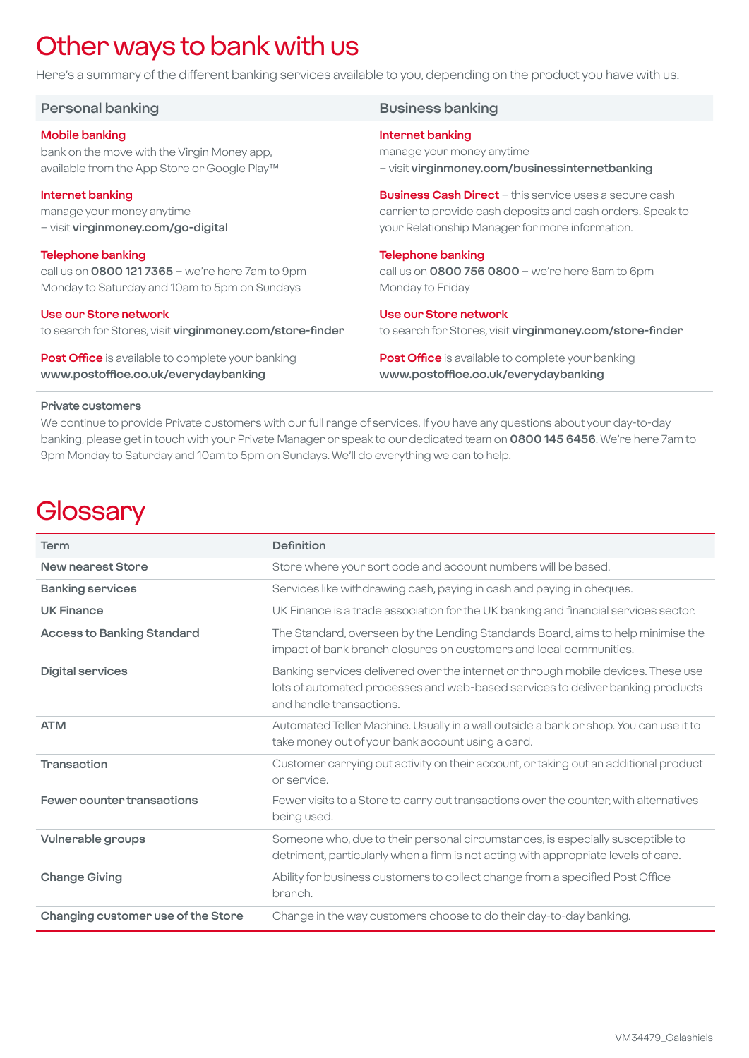# Other ways to bank with us

Here's a summary of the different banking services available to you, depending on the product you have with us.

## Personal banking

**Mobile banking**
bank on the move with the Virgin Money app, available from the App Store or Google Play™

**Internet banking**
manage your money anytime
– visit **virginmoney.com/go-digital**

**Telephone banking**
call us on **0800 121 7365** – we're here 7am to 9pm Monday to Saturday and 10am to 5pm on Sundays

**Use our Store network**
to search for Stores, visit **virginmoney.com/store-finder**

**Post Office** is available to complete your banking
**www.postoffice.co.uk/everydaybanking**

## Business banking

**Internet banking**
manage your money anytime
– visit **virginmoney.com/businessinternetbanking**

**Business Cash Direct** – this service uses a secure cash carrier to provide cash deposits and cash orders. Speak to your Relationship Manager for more information.

**Telephone banking**
call us on **0800 756 0800** – we're here 8am to 6pm Monday to Friday

**Use our Store network**
to search for Stores, visit **virginmoney.com/store-finder**

**Post Office** is available to complete your banking
**www.postoffice.co.uk/everydaybanking**

**Private customers**

We continue to provide Private customers with our full range of services. If you have any questions about your day-to-day banking, please get in touch with your Private Manager or speak to our dedicated team on **0800 145 6456**. We're here 7am to 9pm Monday to Saturday and 10am to 5pm on Sundays. We'll do everything we can to help.

# Glossary

| Term | Definition |
|---|---|
| New nearest Store | Store where your sort code and account numbers will be based. |
| Banking services | Services like withdrawing cash, paying in cash and paying in cheques. |
| UK Finance | UK Finance is a trade association for the UK banking and financial services sector. |
| Access to Banking Standard | The Standard, overseen by the Lending Standards Board, aims to help minimise the impact of bank branch closures on customers and local communities. |
| Digital services | Banking services delivered over the internet or through mobile devices. These use lots of automated processes and web-based services to deliver banking products and handle transactions. |
| ATM | Automated Teller Machine. Usually in a wall outside a bank or shop. You can use it to take money out of your bank account using a card. |
| Transaction | Customer carrying out activity on their account, or taking out an additional product or service. |
| Fewer counter transactions | Fewer visits to a Store to carry out transactions over the counter, with alternatives being used. |
| Vulnerable groups | Someone who, due to their personal circumstances, is especially susceptible to detriment, particularly when a firm is not acting with appropriate levels of care. |
| Change Giving | Ability for business customers to collect change from a specified Post Office branch. |
| Changing customer use of the Store | Change in the way customers choose to do their day-to-day banking. |

VM34479_Galashiels